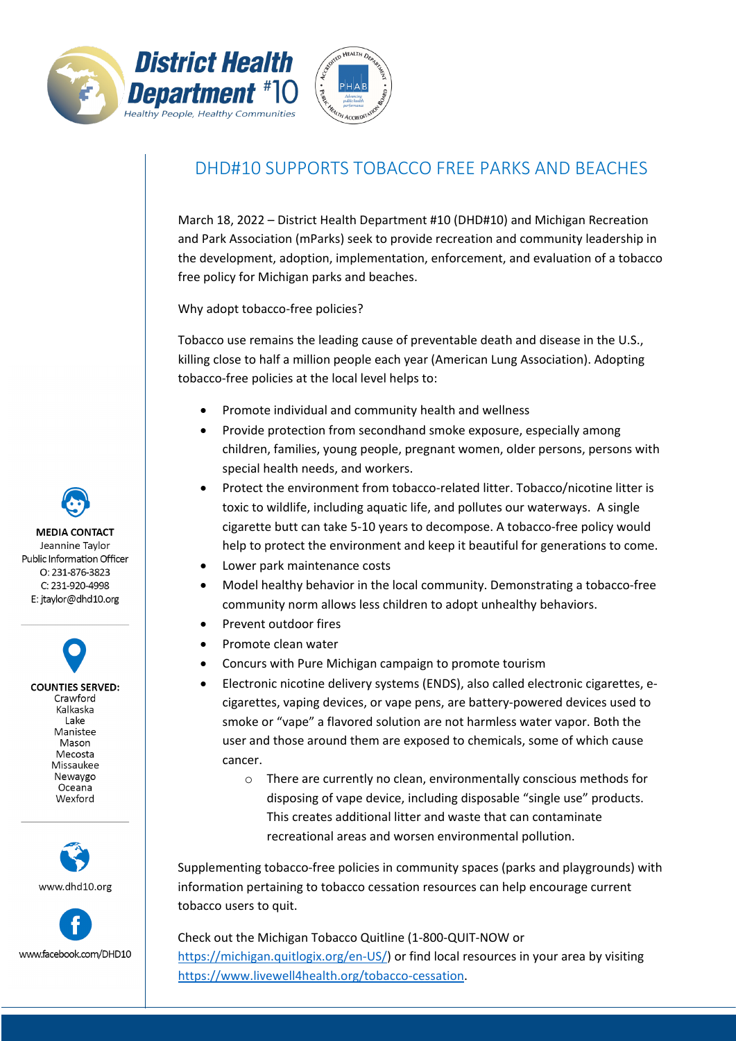# District Health Department #10

*Healthy People, Healthy Communities*

## DHD#10 SUPPORTS TOBACCO FREE PARKS AND BEACHES

March 18, 2022 – District Health Department #10 (DHD#10) and Michigan Recreation and Park Association (mParks) seek to provide recreation and community leadership in the development, adoption, implementation, enforcement, and evaluation of a tobacco free policy for Michigan parks and beaches.

Why adopt tobacco-free policies?

Tobacco use remains the leading cause of preventable death and disease in the U.S., killing close to half a million people each year (American Lung Association). Adopting tobacco-free policies at the local level helps to:

- Promote individual and community health and wellness
- Provide protection from secondhand smoke exposure, especially among children, families, young people, pregnant women, older persons, persons with special health needs, and workers.
- Protect the environment from tobacco-related litter. Tobacco/nicotine litter is toxic to wildlife, including aquatic life, and pollutes our waterways. A single cigarette butt can take 5-10 years to decompose. A tobacco-free policy would help to protect the environment and keep it beautiful for generations to come.
- Lower park maintenance costs
- Model healthy behavior in the local community. Demonstrating a tobacco-free community norm allows less children to adopt unhealthy behaviors.
- Prevent outdoor fires
- Promote clean water
- Concurs with Pure Michigan campaign to promote tourism
- Electronic nicotine delivery systems (ENDS), also called electronic cigarettes, e-cigarettes, vaping devices, or vape pens, are battery-powered devices used to smoke or "vape" a flavored solution are not harmless water vapor. Both the user and those around them are exposed to chemicals, some of which cause cancer.
  - There are currently no clean, environmentally conscious methods for disposing of vape device, including disposable "single use" products. This creates additional litter and waste that can contaminate recreational areas and worsen environmental pollution.

Supplementing tobacco-free policies in community spaces (parks and playgrounds) with information pertaining to tobacco cessation resources can help encourage current tobacco users to quit.

Check out the Michigan Tobacco Quitline (1-800-QUIT-NOW or https://michigan.quitlogix.org/en-US/) or find local resources in your area by visiting https://www.livewell4health.org/tobacco-cessation.

**MEDIA CONTACT**
Jeannine Taylor
Public Information Officer
O: 231-876-3823
C: 231-920-4998
E: jtaylor@dhd10.org

**COUNTIES SERVED:**
Crawford
Kalkaska
Lake
Manistee
Mason
Mecosta
Missaukee
Newaygo
Oceana
Wexford

www.dhd10.org

www.facebook.com/DHD10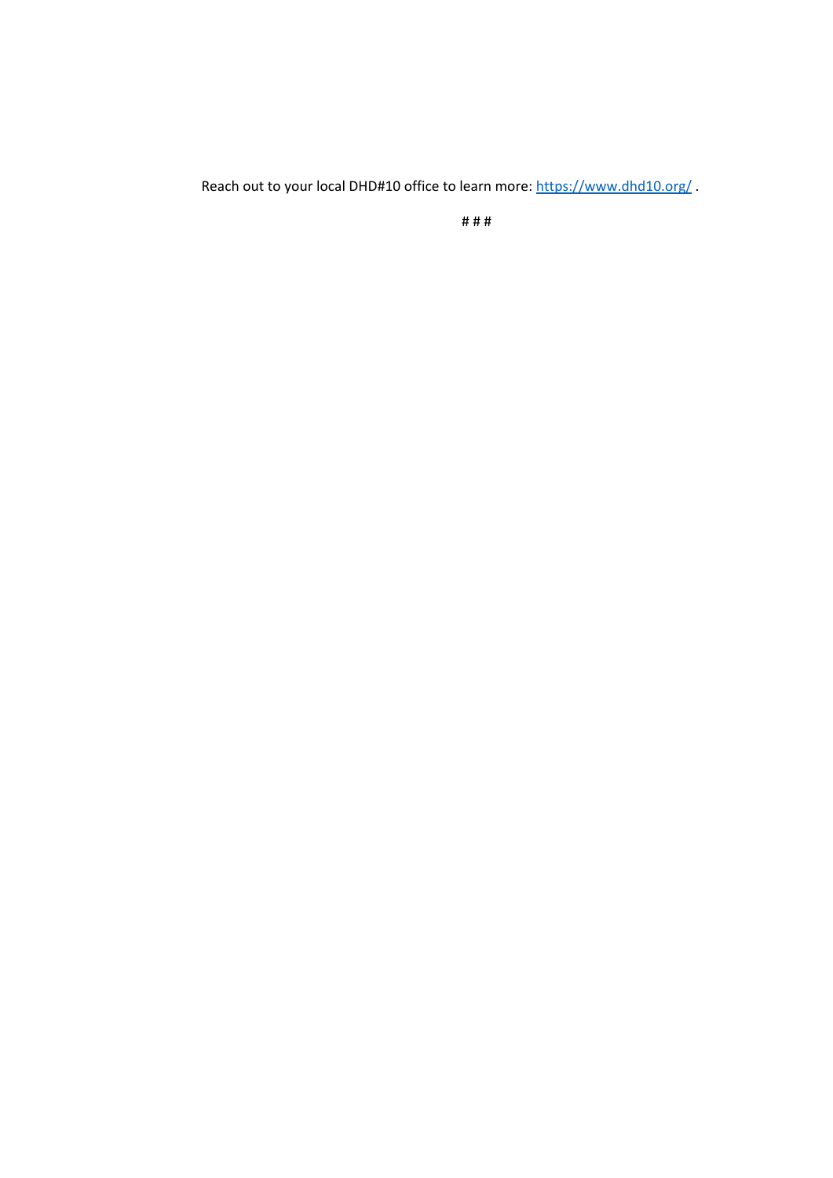Reach out to your local DHD#10 office to learn more: https://www.dhd10.org/ .

# # #